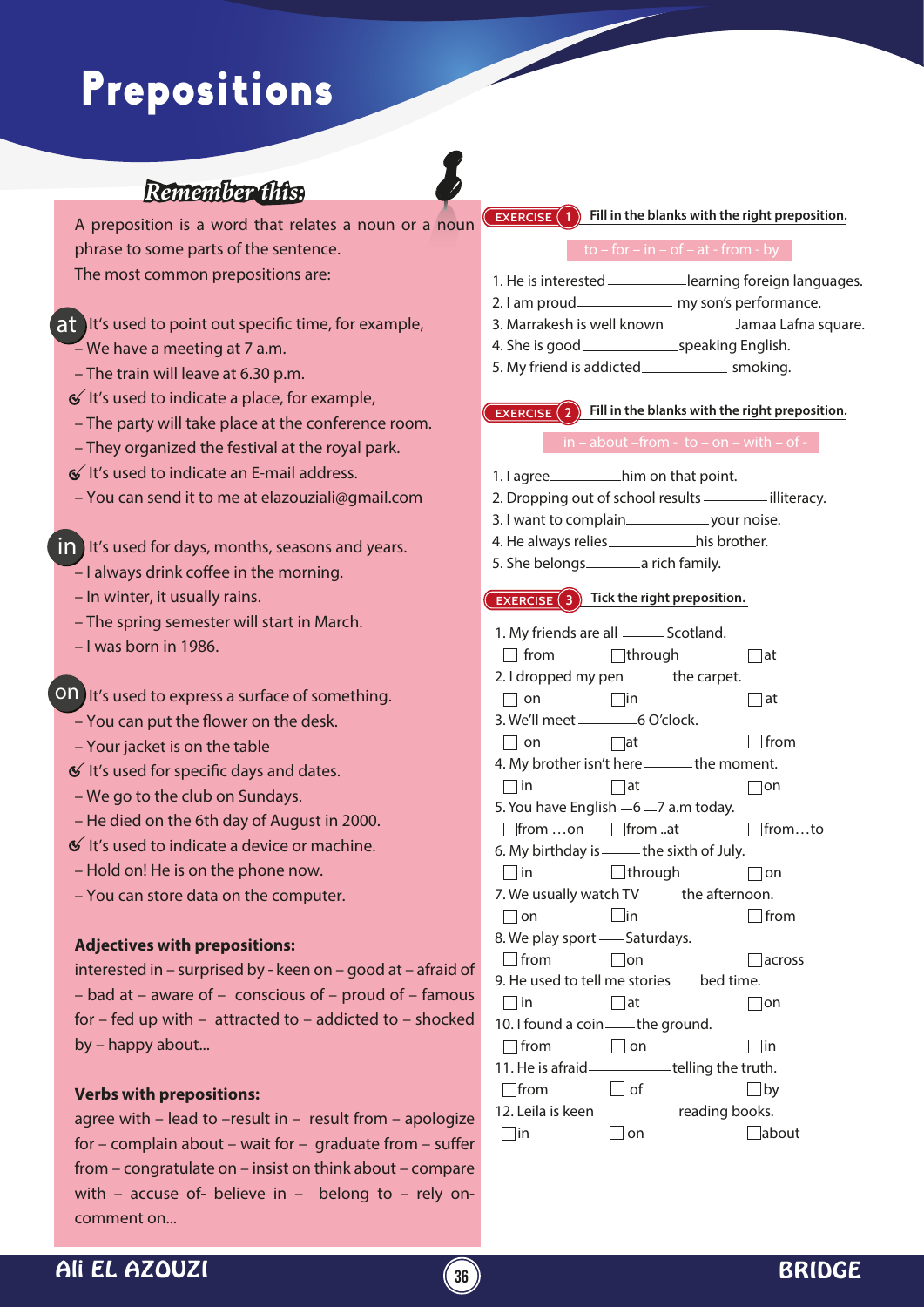# Prepositions

## Remember this:

A preposition is a word that relates a noun or a noun phrase to some parts of the sentence.
The most common prepositions are:

**at**

It's used to point out specific time, for example,
- We have a meeting at 7 a.m.
- The train will leave at 6.30 p.m.

It's used to indicate a place, for example,
- The party will take place at the conference room.
- They organized the festival at the royal park.

It's used to indicate an E-mail address.
- You can send it to me at elazouziali@gmail.com

**in**

It's used for days, months, seasons and years.
- I always drink coffee in the morning.
- In winter, it usually rains.
- The spring semester will start in March.
- I was born in 1986.

**on**

It's used to express a surface of something.
- You can put the flower on the desk.
- Your jacket is on the table

It's used for specific days and dates.
- We go to the club on Sundays.
- He died on the 6th day of August in 2000.

It's used to indicate a device or machine.
- Hold on! He is on the phone now.
- You can store data on the computer.

**Adjectives with prepositions:**

interested in – surprised by - keen on – good at – afraid of – bad at – aware of – conscious of – proud of – famous for – fed up with – attracted to – addicted to – shocked by – happy about...

**Verbs with prepositions:**

agree with – lead to –result in – result from – apologize for – complain about – wait for – graduate from – suffer from – congratulate on – insist on think about – compare with – accuse of- believe in – belong to – rely on- comment on...

## EXERCISE 1 Fill in the blanks with the right preposition.

to – for – in – of – at - from - by

1. He is interested __________ learning foreign languages.
2. I am proud__________ my son's performance.
3. Marrakesh is well known__________ Jamaa Lafna square.
4. She is good__________speaking English.
5. My friend is addicted__________ smoking.

## EXERCISE 2 Fill in the blanks with the right preposition.

in – about –from - to – on – with – of -

1. I agree__________him on that point.
2. Dropping out of school results __________illiteracy.
3. I want to complain__________your noise.
4. He always relies__________his brother.
5. She belongs__________a rich family.

## EXERCISE 3 Tick the right preposition.

1. My friends are all ______ Scotland.
   - [ ] from
   - [ ] through
   - [ ] at
2. I dropped my pen______the carpet.
   - [ ] on
   - [ ] in
   - [ ] at
3. We'll meet ______6 O'clock.
   - [ ] on
   - [ ] at
   - [ ] from
4. My brother isn't here______the moment.
   - [ ] in
   - [ ] at
   - [ ] on
5. You have English —6 —7 a.m today.
   - [ ] from …on
   - [ ] from ..at
   - [ ] from…to
6. My birthday is______the sixth of July.
   - [ ] in
   - [ ] through
   - [ ] on
7. We usually watch TV______the afternoon.
   - [ ] on
   - [ ] in
   - [ ] from
8. We play sport ——Saturdays.
   - [ ] from
   - [ ] on
   - [ ] across
9. He used to tell me stories____bed time.
   - [ ] in
   - [ ] at
   - [ ] on
10. I found a coin____the ground.
    - [ ] from
    - [ ] on
    - [ ] in
11. He is afraid__________telling the truth.
    - [ ] from
    - [ ] of
    - [ ] by
12. Leila is keen__________reading books.
    - [ ] in
    - [ ] on
    - [ ] about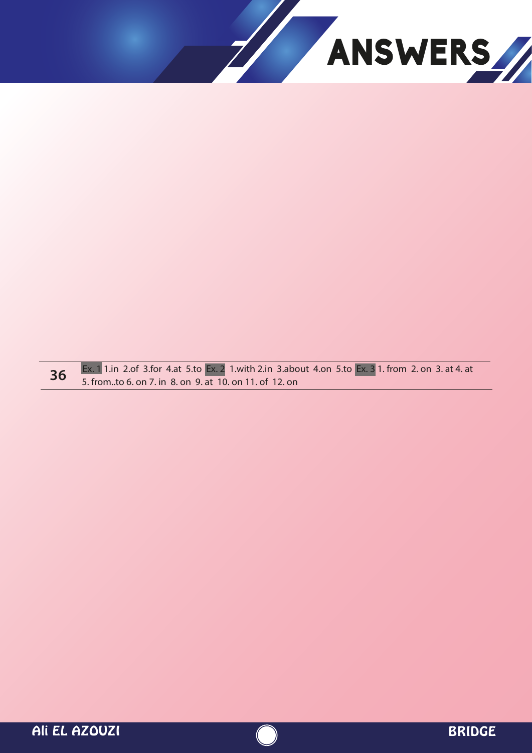# ANSWERS

**36** Ex. 1 1.in 2.of 3.for 4.at 5.to Ex. 2 1.with 2.in 3.about 4.on 5.to Ex. 3 1. from 2. on 3. at 4. at 5. from..to 6. on 7. in 8. on 9. at 10. on 11. of 12. on